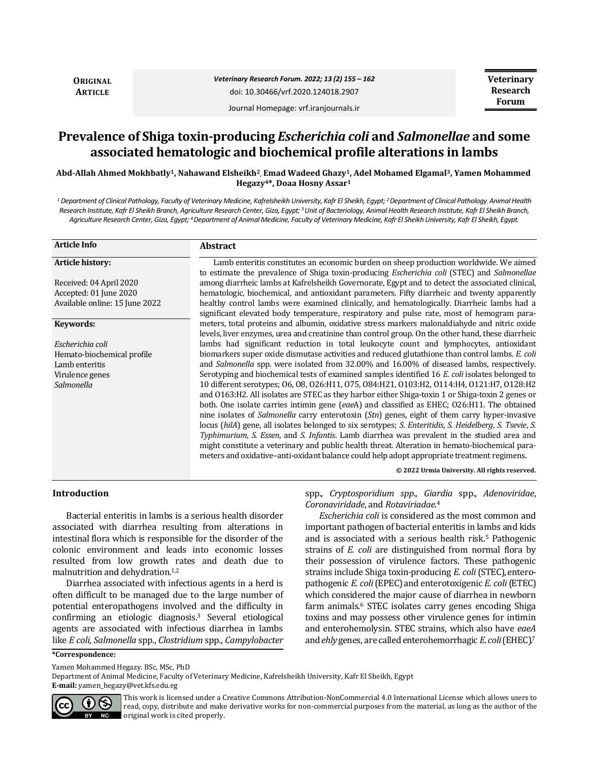**ORIGINAL ARTICLE**

**Veterinary Research Forum**

doi: 10.30466/vrf.2020.124018.2907

Journal Homepage: vrf.iranjournals.ir

# Prevalence of Shiga toxin-producing *Escherichia coli* and *Salmonellae* and some associated hematologic and biochemical profile alterations in lambs

**Abd-Allah Ahmed Mokhbatly[1], Nahawand Elsheikh[2], Emad Wadeed Ghazy[1], Adel Mohamed Elgamal[3], Yamen Mohammed Hegazy[4]*, Doaa Hosny Assar[1]**

*[1] Department of Clinical Pathology, Faculty of Veterinary Medicine, Kafrelsheikh University, Kafr El Sheikh, Egypt; [2] Department of Clinical Pathology, Animal Health Research Institute, Kafr El Sheikh Branch, Agriculture Research Center, Giza, Egypt; [3] Unit of Bacteriology, Animal Health Research Institute, Kafr El Sheikh Branch, Agriculture Research Center, Giza, Egypt; [4] Department of Animal Medicine, Faculty of Veterinary Medicine, Kafr El Sheikh University, Kafr El Sheikh, Egypt.*

**Article Info**

**Article history:**

Received: 04 April 2020
Accepted: 01 June 2020
Available online: 15 June 2022

**Keywords:**

*Escherichia coli*
Hemato-biochemical profile
Lamb enteritis
Virulence genes
*Salmonella*

## Abstract

Lamb enteritis constitutes an economic burden on sheep production worldwide. We aimed to estimate the prevalence of Shiga toxin-producing *Escherichia coli* (STEC) and *Salmonellae* among diarrheic lambs at Kafrelsheikh Governorate, Egypt and to detect the associated clinical, hematologic, biochemical, and antioxidant parameters. Fifty diarrheic and twenty apparently healthy control lambs were examined clinically, and hematologically. Diarrheic lambs had a significant elevated body temperature, respiratory and pulse rate, most of hemogram parameters, total proteins and albumin, oxidative stress markers malonaldiahyde and nitric oxide levels, liver enzymes, urea and creatinine than control group. On the other hand, these diarrheic lambs had significant reduction in total leukocyte count and lymphocytes, antioxidant biomarkers super oxide dismutase activities and reduced glutathione than control lambs. *E. coli* and *Salmonella* spp. were isolated from 32.00% and 16.00% of diseased lambs, respectively. Serotyping and biochemical tests of examined samples identified 16 *E. coli* isolates belonged to 10 different serotypes; O6, O8, O26:H11, O75, O84:H21, O103:H2, O114:H4, O121:H7, O128:H2 and O163:H2. All isolates are STEC as they harbor either Shiga-toxin 1 or Shiga-toxin 2 genes or both. One isolate carries intimin gene (*eae*A) and classified as EHEC; O26:H11. The obtained nine isolates of *Salmonella* carry enterotoxin (*Stn*) genes, eight of them carry hyper-invasive locus (*hilA*) gene, all isolates belonged to six serotypes; *S. Enteritidis*, *S. Heidelberg*, *S. Tsevie*, *S. Typhimurium*, *S. Essen*, and *S. Infantis*. Lamb diarrhea was prevalent in the studied area and might constitute a veterinary and public health threat. Alteration in hemato-biochemical parameters and oxidative–anti-oxidant balance could help adopt appropriate treatment regimens.

**© 2022 Urmia University. All rights reserved.**

## Introduction

Bacterial enteritis in lambs is a serious health disorder associated with diarrhea resulting from alterations in intestinal flora which is responsible for the disorder of the colonic environment and leads into economic losses resulted from low growth rates and death due to malnutrition and dehydration.[1,2]

Diarrhea associated with infectious agents in a herd is often difficult to be managed due to the large number of potential enteropathogens involved and the difficulty in confirming an etiologic diagnosis.[3] Several etiological agents are associated with infectious diarrhea in lambs like *E coli*, *Salmonella* spp., *Clostridium* spp., *Campylobacter* spp., *Cryptosporidium spp.*, *Giardia* spp., *Adenoviridae*, *Coronaviridade*, and *Rotaviriadae*.[4]

*Escherichia coli* is considered as the most common and important pathogen of bacterial enteritis in lambs and kids and is associated with a serious health risk.[5] Pathogenic strains of *E. coli* are distinguished from normal flora by their possession of virulence factors. These pathogenic strains include Shiga toxin-producing *E. coli* (STEC), enteropathogenic *E. coli* (EPEC) and enterotoxigenic *E. coli* (ETEC) which considered the major cause of diarrhea in newborn farm animals.[6] STEC isolates carry genes encoding Shiga toxins and may possess other virulence genes for intimin and enterohemolysin. STEC strains, which also have *eaeA* and *ehly* genes, are called enterohemorrhagic *E. coli* (EHEC).[7]

**\*Correspondence:**

Yamen Mohammed Hegazy. BSc, MSc, PhD

Department of Animal Medicine, Faculty of Veterinary Medicine, Kafrelsheikh University, Kafr El Sheikh, Egypt

**E-mail:** yamen_hegazy@vet.kfs.edu.eg

This work is licensed under a Creative Commons Attribution-NonCommercial 4.0 International License which allows users to read, copy, distribute and make derivative works for non-commercial purposes from the material, as long as the author of the original work is cited properly.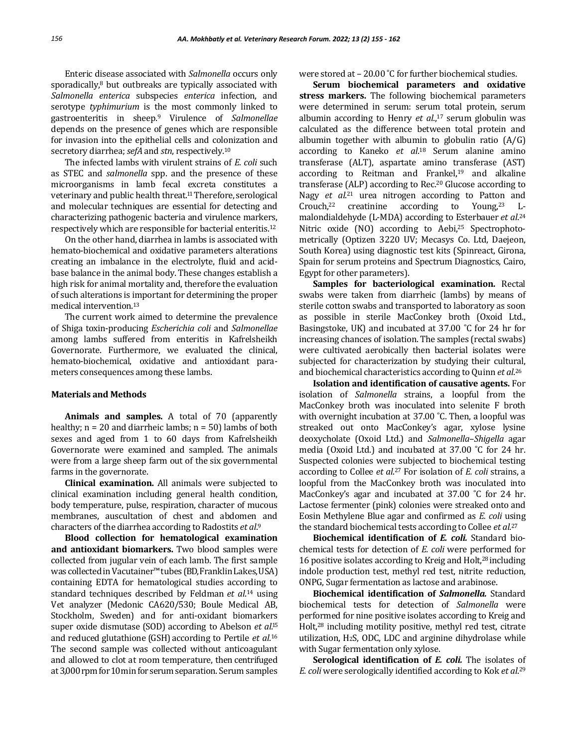Enteric disease associated with *Salmonella* occurs only sporadically,[8] but outbreaks are typically associated with *Salmonella enterica* subspecies *enterica* infection, and serotype *typhimurium* is the most commonly linked to gastroenteritis in sheep.[9] Virulence of *Salmonellae* depends on the presence of genes which are responsible for invasion into the epithelial cells and colonization and secretory diarrhea; *sefA* and *stn*, respectively.[10]

The infected lambs with virulent strains of *E. coli* such as STEC and *salmonella* spp. and the presence of these microorganisms in lamb fecal excreta constitutes a veterinary and public health threat.[11] Therefore, serological and molecular techniques are essential for detecting and characterizing pathogenic bacteria and virulence markers, respectively which are responsible for bacterial enteritis.[12]

On the other hand, diarrhea in lambs is associated with hemato-biochemical and oxidative parameters alterations creating an imbalance in the electrolyte, fluid and acid-base balance in the animal body. These changes establish a high risk for animal mortality and, therefore the evaluation of such alterations is important for determining the proper medical intervention.[13]

The current work aimed to determine the prevalence of Shiga toxin-producing *Escherichia coli* and *Salmonellae* among lambs suffered from enteritis in Kafrelsheikh Governorate. Furthermore, we evaluated the clinical, hemato-biochemical, oxidative and antioxidant parameters consequences among these lambs.

## Materials and Methods

**Animals and samples.** A total of 70 (apparently healthy; n = 20 and diarrheic lambs; n = 50) lambs of both sexes and aged from 1 to 60 days from Kafrelsheikh Governorate were examined and sampled. The animals were from a large sheep farm out of the six governmental farms in the governorate.

**Clinical examination.** All animals were subjected to clinical examination including general health condition, body temperature, pulse, respiration, character of mucous membranes, auscultation of chest and abdomen and characters of the diarrhea according to Radostits *et al*.[9]

**Blood collection for hematological examination and antioxidant biomarkers.** Two blood samples were collected from jugular vein of each lamb. The first sample was collected in Vacutainer™ tubes (BD, Franklin Lakes, USA) containing EDTA for hematological studies according to standard techniques described by Feldman *et al*.[14] using Vet analyzer (Medonic CA620/530; Boule Medical AB, Stockholm, Sweden) and for anti-oxidant biomarkers super oxide dismutase (SOD) according to Abelson *et al*.[15] and reduced glutathione (GSH) according to Pertile *et al*.[16] The second sample was collected without anticoagulant and allowed to clot at room temperature, then centrifuged at 3,000 rpm for 10 min for serum separation. Serum samples were stored at – 20.00 ˚C for further biochemical studies.

**Serum biochemical parameters and oxidative stress markers.** The following biochemical parameters were determined in serum: serum total protein, serum albumin according to Henry *et al*.,[17] serum globulin was calculated as the difference between total protein and albumin together with albumin to globulin ratio (A/G) according to Kaneko *et al*.[18] Serum alanine amino transferase (ALT), aspartate amino transferase (AST) according to Reitman and Frankel,[19] and alkaline transferase (ALP) according to Rec.[20] Glucose according to Nagy *et al*.[21] urea nitrogen according to Patton and Crouch,[22] creatinine according to Young,[23] L-malondialdehyde (L-MDA) according to Esterbauer *et al*.[24] Nitric oxide (NO) according to Aebi,[25] Spectrophotometrically (Optizen 3220 UV; Mecasys Co. Ltd, Daejeon, South Korea) using diagnostic test kits (Spinreact, Girona, Spain for serum proteins and Spectrum Diagnostics, Cairo, Egypt for other parameters).

**Samples for bacteriological examination.** Rectal swabs were taken from diarrheic (lambs) by means of sterile cotton swabs and transported to laboratory as soon as possible in sterile MacConkey broth (Oxoid Ltd., Basingstoke, UK) and incubated at 37.00 ˚C for 24 hr for increasing chances of isolation. The samples (rectal swabs) were cultivated aerobically then bacterial isolates were subjected for characterization by studying their cultural, and biochemical characteristics according to Quinn *et al*.[26]

**Isolation and identification of causative agents.** For isolation of *Salmonella* strains, a loopful from the MacConkey broth was inoculated into selenite F broth with overnight incubation at 37.00 ˚C. Then, a loopful was streaked out onto MacConkey's agar, xylose lysine deoxycholate (Oxoid Ltd.) and *Salmonella*–*Shigella* agar media (Oxoid Ltd.) and incubated at 37.00 ˚C for 24 hr. Suspected colonies were subjected to biochemical testing according to Collee *et al*.[27] For isolation of *E. coli* strains, a loopful from the MacConkey broth was inoculated into MacConkey's agar and incubated at 37.00 ˚C for 24 hr. Lactose fermenter (pink) colonies were streaked onto and Eosin Methylene Blue agar and confirmed as *E. coli* using the standard biochemical tests according to Collee *et al*.[27]

**Biochemical identification of *E. coli*.** Standard biochemical tests for detection of *E. coli* were performed for 16 positive isolates according to Kreig and Holt,[28] including indole production test, methyl red test, nitrite reduction, ONPG, Sugar fermentation as lactose and arabinose.

**Biochemical identification of *Salmonella*.** Standard biochemical tests for detection of *Salmonella* were performed for nine positive isolates according to Kreig and Holt,[28] including motility positive, methyl red test, citrate utilization, $H_2S$, ODC, LDC and arginine dihydrolase while with Sugar fermentation only xylose.

**Serological identification of *E. coli*.** The isolates of *E. coli* were serologically identified according to Kok *et al*.[29]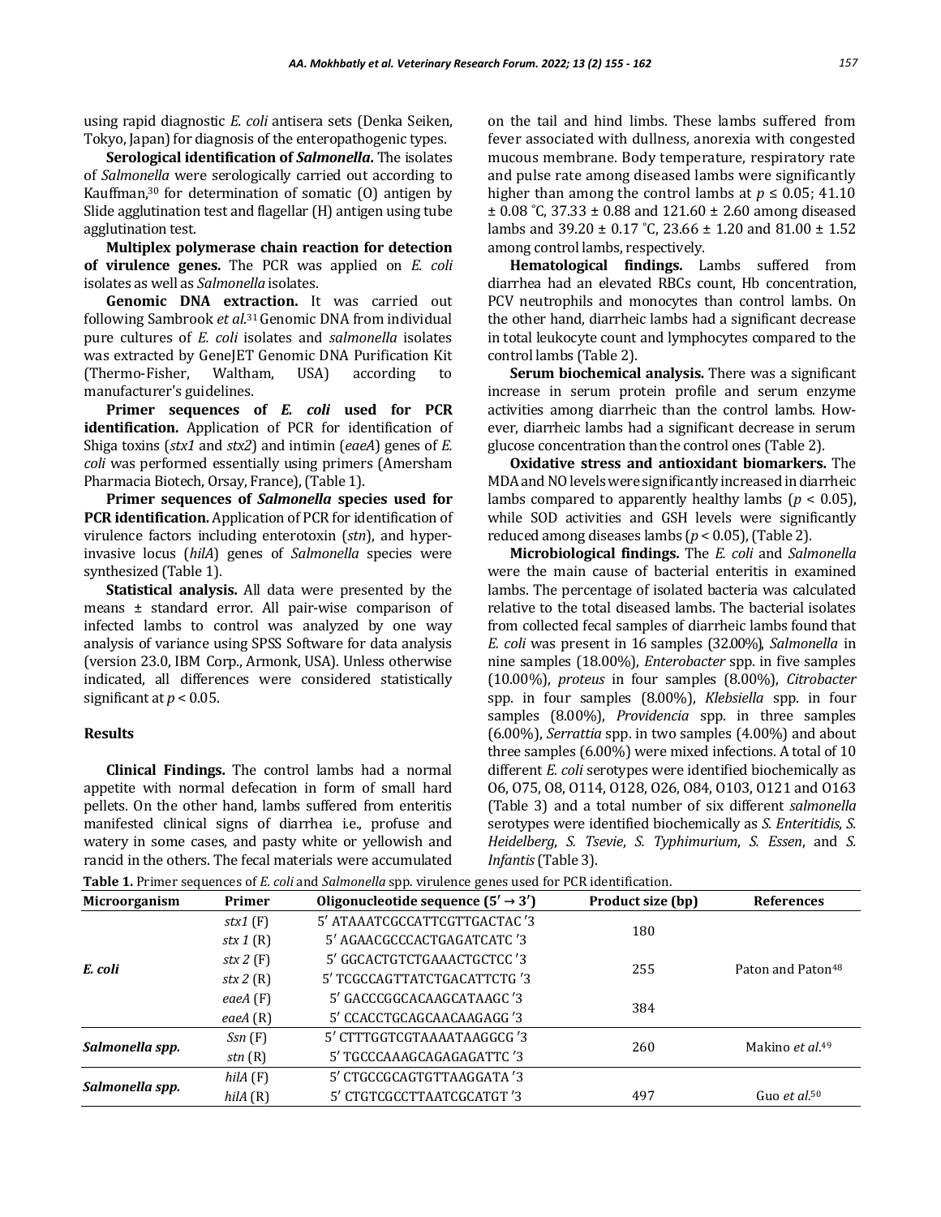using rapid diagnostic *E. coli* antisera sets (Denka Seiken, Tokyo, Japan) for diagnosis of the enteropathogenic types.

**Serological identification of *Salmonella*.** The isolates of *Salmonella* were serologically carried out according to Kauffman,[30] for determination of somatic (O) antigen by Slide agglutination test and flagellar (H) antigen using tube agglutination test.

**Multiplex polymerase chain reaction for detection of virulence genes.** The PCR was applied on *E. coli* isolates as well as *Salmonella* isolates.

**Genomic DNA extraction.** It was carried out following Sambrook *et al.*[31] Genomic DNA from individual pure cultures of *E. coli* isolates and *salmonella* isolates was extracted by GeneJET Genomic DNA Purification Kit (Thermo-Fisher, Waltham, USA) according to manufacturer's guidelines.

**Primer sequences of *E. coli* used for PCR identification.** Application of PCR for identification of Shiga toxins (*stx1* and *stx2*) and intimin (*eaeA*) genes of *E. coli* was performed essentially using primers (Amersham Pharmacia Biotech, Orsay, France), (Table 1).

**Primer sequences of *Salmonella* species used for PCR identification.** Application of PCR for identification of virulence factors including enterotoxin (*stn*), and hyper-invasive locus (*hilA*) genes of *Salmonella* species were synthesized (Table 1).

**Statistical analysis.** All data were presented by the means ± standard error. All pair-wise comparison of infected lambs to control was analyzed by one way analysis of variance using SPSS Software for data analysis (version 23.0, IBM Corp., Armonk, USA). Unless otherwise indicated, all differences were considered statistically significant at $p < 0.05$.

## Results

**Clinical Findings.** The control lambs had a normal appetite with normal defecation in form of small hard pellets. On the other hand, lambs suffered from enteritis manifested clinical signs of diarrhea i.e., profuse and watery in some cases, and pasty white or yellowish and rancid in the others. The fecal materials were accumulated on the tail and hind limbs. These lambs suffered from fever associated with dullness, anorexia with congested mucous membrane. Body temperature, respiratory rate and pulse rate among diseased lambs were significantly higher than among the control lambs at $p \leq 0.05$; 41.10 ± 0.08 ˚C, 37.33 ± 0.88 and 121.60 ± 2.60 among diseased lambs and 39.20 ± 0.17 ˚C, 23.66 ± 1.20 and 81.00 ± 1.52 among control lambs, respectively.

**Hematological findings.** Lambs suffered from diarrhea had an elevated RBCs count, Hb concentration, PCV neutrophils and monocytes than control lambs. On the other hand, diarrheic lambs had a significant decrease in total leukocyte count and lymphocytes compared to the control lambs (Table 2).

**Serum biochemical analysis.** There was a significant increase in serum protein profile and serum enzyme activities among diarrheic than the control lambs. However, diarrheic lambs had a significant decrease in serum glucose concentration than the control ones (Table 2).

**Oxidative stress and antioxidant biomarkers.** The MDA and NO levels were significantly increased in diarrheic lambs compared to apparently healthy lambs ($p < 0.05$), while SOD activities and GSH levels were significantly reduced among diseases lambs ($p < 0.05$), (Table 2).

**Microbiological findings.** The *E. coli* and *Salmonella* were the main cause of bacterial enteritis in examined lambs. The percentage of isolated bacteria was calculated relative to the total diseased lambs. The bacterial isolates from collected fecal samples of diarrheic lambs found that *E. coli* was present in 16 samples (32.00%), *Salmonella* in nine samples (18.00%), *Enterobacter* spp. in five samples (10.00%), *proteus* in four samples (8.00%), *Citrobacter* spp. in four samples (8.00%), *Klebsiella* spp. in four samples (8.00%), *Providencia* spp. in three samples (6.00%), *Serrattia* spp. in two samples (4.00%) and about three samples (6.00%) were mixed infections. A total of 10 different *E. coli* serotypes were identified biochemically as O6, O75, O8, O114, O128, O26, O84, O103, O121 and O163 (Table 3) and a total number of six different *salmonella* serotypes were identified biochemically as *S. Enteritidis*, *S. Heidelberg*, *S. Tsevie*, *S. Typhimurium*, *S. Essen*, and *S. Infantis* (Table 3).

**Table 1.** Primer sequences of *E. coli* and *Salmonella* spp. virulence genes used for PCR identification.

| Microorganism | Primer | Oligonucleotide sequence (5′ → 3′) | Product size (bp) | References |
|---|---|---|---|---|
| *E. coli* | *stx1* (F) | 5′ ATAAATCGCCATTCGTTGACTAC ′3 | 180 | Paton and Paton[48] |
| | *stx 1* (R) | 5′ AGAACGCCCACTGAGATCATC ′3 | | |
| | *stx 2* (F) | 5′ GGCACTGTCTGAAACTGCTCC ′3 | 255 | |
| | *stx 2* (R) | 5′ TCGCCAGTTATCTGACATTCTG ′3 | | |
| | *eaeA* (F) | 5′ GACCCGGCACAAGCATAAGC ′3 | 384 | |
| | *eaeA* (R) | 5′ CCACCTGCAGCAACAAGAGG ′3 | | |
| *Salmonella spp.* | *Ssn* (F) | 5′ CTTTGGTCGTAAAATAAGGCG ′3 | 260 | Makino *et al.*[49] |
| | *stn* (R) | 5′ TGCCCAAAGCAGAGAGATTC ′3 | | |
| *Salmonella spp.* | *hilA* (F) | 5′ CTGCCGCAGTGTTAAGGATA ′3 | 497 | Guo *et al.*[50] |
| | *hilA* (R) | 5′ CTGTCGCCTTAATCGCATGT ′3 | | |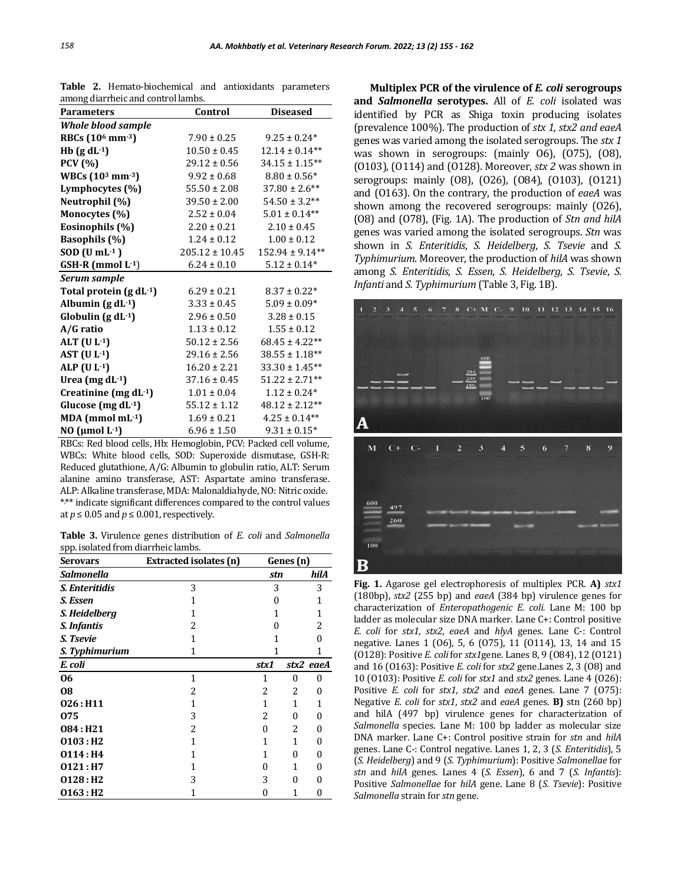**Table 2.** Hemato-biochemical and antioxidants parameters among diarrheic and control lambs.

| Parameters | Control | Diseased |
|---|---|---|
| ***Whole blood sample*** | | |
| **RBCs ($10^6$ mm$^{-3}$)** | 7.90 ± 0.25 | 9.25 ± 0.24* |
| **Hb (g dL$^{-1}$)** | 10.50 ± 0.45 | 12.14 ± 0.14** |
| **PCV (%)** | 29.12 ± 0.56 | 34.15 ± 1.15** |
| **WBCs ($10^3$ mm$^{-3}$)** | 9.92 ± 0.68 | 8.80 ± 0.56* |
| **Lymphocytes (%)** | 55.50 ± 2.08 | 37.80 ± 2.6** |
| **Neutrophil (%)** | 39.50 ± 2.00 | 54.50 ± 3.2** |
| **Monocytes (%)** | 2.52 ± 0.04 | 5.01 ± 0.14** |
| **Eosinophils (%)** | 2.20 ± 0.21 | 2.10 ± 0.45 |
| **Basophils (%)** | 1.24 ± 0.12 | 1.00 ± 0.12 |
| **SOD (U mL$^{-1}$)** | 205.12 ± 10.45 | 152.94 ± 9.14** |
| **GSH-R (mmol L$^{-1}$)** | 6.24 ± 0.10 | 5.12 ± 0.14* |
| ***Serum sample*** | | |
| **Total protein (g dL$^{-1}$)** | 6.29 ± 0.21 | 8.37 ± 0.22* |
| **Albumin (g dL$^{-1}$)** | 3.33 ± 0.45 | 5.09 ± 0.09* |
| **Globulin (g dL$^{-1}$)** | 2.96 ± 0.50 | 3.28 ± 0.15 |
| **A/G ratio** | 1.13 ± 0.12 | 1.55 ± 0.12 |
| **ALT (U L$^{-1}$)** | 50.12 ± 2.56 | 68.45 ± 4.22** |
| **AST (U L$^{-1}$)** | 29.16 ± 2.56 | 38.55 ± 1.18** |
| **ALP (U L$^{-1}$)** | 16.20 ± 2.21 | 33.30 ± 1.45** |
| **Urea (mg dL$^{-1}$)** | 37.16 ± 0.45 | 51.22 ± 2.71** |
| **Creatinine (mg dL$^{-1}$)** | 1.01 ± 0.04 | 1.12 ± 0.24* |
| **Glucose (mg dL$^{-1}$)** | 55.12 ± 1.12 | 48.12 ± 2.12** |
| **MDA (mmol mL$^{-1}$)** | 1.69 ± 0.21 | 4.25 ± 0.14** |
| **NO (μmol L$^{-1}$)** | 6.96 ± 1.50 | 9.31 ± 0.15* |

RBCs: Red blood cells, Hb: Hemoglobin, PCV: Packed cell volume, WBCs: White blood cells, SOD: Superoxide dismutase, GSH-R: Reduced glutathione, A/G: Albumin to globulin ratio, ALT: Serum alanine amino transferase, AST: Aspartate amino transferase. ALP: Alkaline transferase, MDA: Malonaldiahyde, NO: Nitric oxide. *,** indicate significant differences compared to the control values at $p \leq 0.05$ and $p \leq 0.001$, respectively.

**Table 3.** Virulence genes distribution of *E. coli* and *Salmonella* spp. isolated from diarrheic lambs.

| Serovars | Extracted isolates (n) | Genes (n) | | |
|---|---|---|---|---|
| ***Salmonella*** | | ***stn*** | | ***hilA*** |
| ***S. Enteritidis*** | 3 | 3 | | 3 |
| ***S. Essen*** | 1 | 0 | | 1 |
| ***S. Heidelberg*** | 1 | 1 | | 1 |
| ***S. Infantis*** | 2 | 0 | | 2 |
| ***S. Tsevie*** | 1 | 1 | | 0 |
| ***S. Typhimurium*** | 1 | 1 | | 1 |
| ***E. coli*** | | ***stx1*** | ***stx2*** | ***eaeA*** |
| **O6** | 1 | 1 | 0 | 0 |
| **O8** | 2 | 2 | 2 | 0 |
| **O26 : H11** | 1 | 1 | 1 | 1 |
| **O75** | 3 | 2 | 0 | 0 |
| **O84 : H21** | 2 | 0 | 2 | 0 |
| **O103 : H2** | 1 | 1 | 1 | 0 |
| **O114 : H4** | 1 | 1 | 0 | 0 |
| **O121 : H7** | 1 | 0 | 1 | 0 |
| **O128 : H2** | 3 | 3 | 0 | 0 |
| **O163 : H2** | 1 | 0 | 1 | 0 |

**Multiplex PCR of the virulence of *E. coli* serogroups and *Salmonella* serotypes.** All of *E. coli* isolated was identified by PCR as Shiga toxin producing isolates (prevalence 100%). The production of *stx 1, stx2 and eaeA* genes was varied among the isolated serogroups. The *stx 1* was shown in serogroups: (mainly O6), (O75), (O8), (O103), (O114) and (O128). Moreover, *stx 2* was shown in serogroups: mainly (O8), (O26), (O84), (O103), (O121) and (O163). On the contrary, the production of *eaeA* was shown among the recovered serogroups: mainly (O26), (O8) and (O78), (Fig. 1A). The production of *Stn and hilA* genes was varied among the isolated serogroups. *Stn* was shown in *S. Enteritidis*, *S. Heidelberg*, *S. Tsevie* and *S. Typhimurium*. Moreover, the production of *hilA* was shown among *S. Enteritidis*, *S. Essen*, *S. Heidelberg*, *S. Tsevie*, *S. Infanti* and *S. Typhimurium* (Table 3, Fig. 1B).

**Fig. 1.** Agarose gel electrophoresis of multiplex PCR. **A)** *stx1* (180bp), *stx2* (255 bp) and *eaeA* (384 bp) virulence genes for characterization of *Enteropathogenic E. coli.* Lane M: 100 bp ladder as molecular size DNA marker. Lane C+: Control positive *E. coli* for *stx1*, *stx2*, *eaeA* and *hlyA* genes. Lane C-: Control negative. Lanes 1 (O6), 5, 6 (O75), 11 (O114), 13, 14 and 15 (O128): Positive *E. coli* for *stx1*gene. Lanes 8, 9 (O84), 12 (O121) and 16 (O163): Positive *E. coli* for *stx2* gene.Lanes 2, 3 (O8) and 10 (O103): Positive *E. coli* for *stx1* and *stx2* genes. Lane 4 (O26): Positive *E. coli* for *stx1*, *stx2* and *eaeA* genes. Lane 7 (O75): Negative *E. coli* for *stx1*, *stx2* and *eaeA* genes. **B)** stn (260 bp) and hilA (497 bp) virulence genes for characterization of *Salmonella* species. Lane M: 100 bp ladder as molecular size DNA marker. Lane C+: Control positive strain for *stn* and *hilA* genes. Lane C-: Control negative. Lanes 1, 2, 3 (*S. Enteritidis*), 5 (*S. Heidelberg*) and 9 (*S. Typhimurium*): Positive *Salmonellae* for *stn* and *hilA* genes. Lanes 4 (*S. Essen*), 6 and 7 (*S. Infantis*): Positive *Salmonellae* for *hilA* gene. Lane 8 (*S. Tsevie*): Positive *Salmonella* strain for *stn* gene.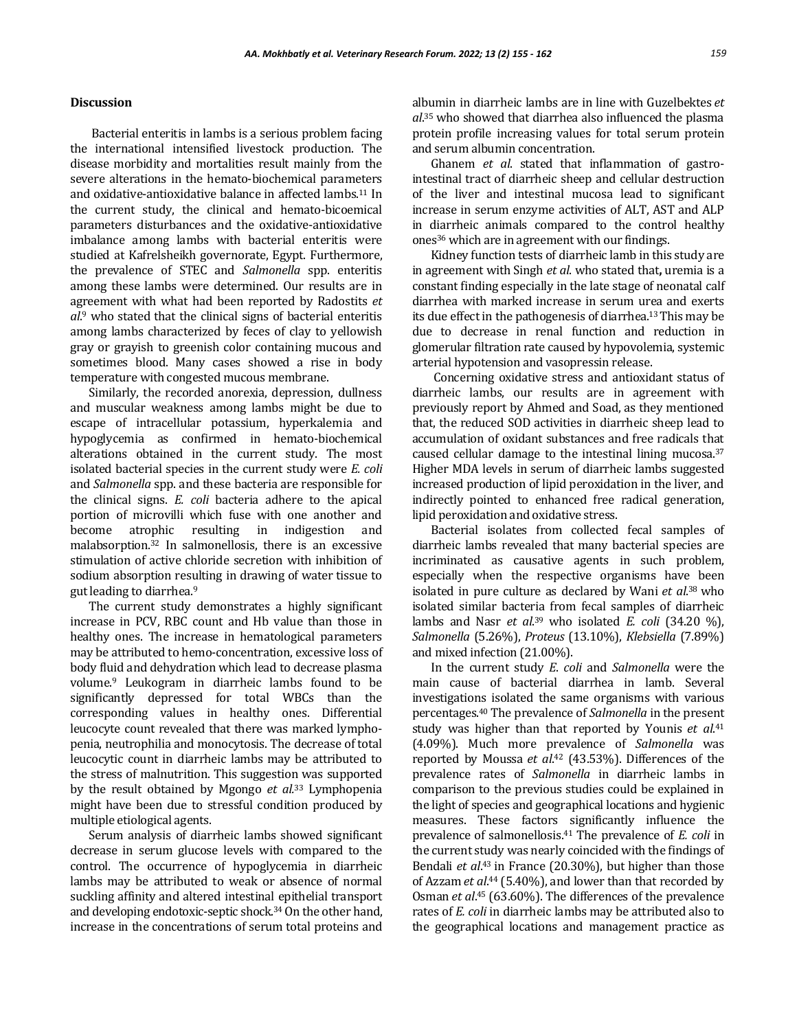## Discussion

Bacterial enteritis in lambs is a serious problem facing the international intensified livestock production. The disease morbidity and mortalities result mainly from the severe alterations in the hemato-biochemical parameters and oxidative-antioxidative balance in affected lambs.[11] In the current study, the clinical and hemato-bicoemical parameters disturbances and the oxidative-antioxidative imbalance among lambs with bacterial enteritis were studied at Kafrelsheikh governorate, Egypt. Furthermore, the prevalence of STEC and *Salmonella* spp. enteritis among these lambs were determined. Our results are in agreement with what had been reported by Radostits *et al*.[9] who stated that the clinical signs of bacterial enteritis among lambs characterized by feces of clay to yellowish gray or grayish to greenish color containing mucous and sometimes blood. Many cases showed a rise in body temperature with congested mucous membrane.

Similarly, the recorded anorexia, depression, dullness and muscular weakness among lambs might be due to escape of intracellular potassium, hyperkalemia and hypoglycemia as confirmed in hemato-biochemical alterations obtained in the current study. The most isolated bacterial species in the current study were *E. coli* and *Salmonella* spp. and these bacteria are responsible for the clinical signs. *E. coli* bacteria adhere to the apical portion of microvilli which fuse with one another and become atrophic resulting in indigestion and malabsorption.[32] In salmonellosis, there is an excessive stimulation of active chloride secretion with inhibition of sodium absorption resulting in drawing of water tissue to gut leading to diarrhea.[9]

The current study demonstrates a highly significant increase in PCV, RBC count and Hb value than those in healthy ones. The increase in hematological parameters may be attributed to hemo-concentration, excessive loss of body fluid and dehydration which lead to decrease plasma volume.[9] Leukogram in diarrheic lambs found to be significantly depressed for total WBCs than the corresponding values in healthy ones. Differential leucocyte count revealed that there was marked lymphopenia, neutrophilia and monocytosis. The decrease of total leucocytic count in diarrheic lambs may be attributed to the stress of malnutrition. This suggestion was supported by the result obtained by Mgongo *et al*.[33] Lymphopenia might have been due to stressful condition produced by multiple etiological agents.

Serum analysis of diarrheic lambs showed significant decrease in serum glucose levels with compared to the control. The occurrence of hypoglycemia in diarrheic lambs may be attributed to weak or absence of normal suckling affinity and altered intestinal epithelial transport and developing endotoxic-septic shock.[34] On the other hand, increase in the concentrations of serum total proteins and albumin in diarrheic lambs are in line with Guzelbektes *et al*.[35] who showed that diarrhea also influenced the plasma protein profile increasing values for total serum protein and serum albumin concentration.

Ghanem *et al*. stated that inflammation of gastro-intestinal tract of diarrheic sheep and cellular destruction of the liver and intestinal mucosa lead to significant increase in serum enzyme activities of ALT, AST and ALP in diarrheic animals compared to the control healthy ones[36] which are in agreement with our findings.

Kidney function tests of diarrheic lamb in this study are in agreement with Singh *et al*. who stated that**,** uremia is a constant finding especially in the late stage of neonatal calf diarrhea with marked increase in serum urea and exerts its due effect in the pathogenesis of diarrhea.[13] This may be due to decrease in renal function and reduction in glomerular filtration rate caused by hypovolemia, systemic arterial hypotension and vasopressin release.

Concerning oxidative stress and antioxidant status of diarrheic lambs, our results are in agreement with previously report by Ahmed and Soad, as they mentioned that, the reduced SOD activities in diarrheic sheep lead to accumulation of oxidant substances and free radicals that caused cellular damage to the intestinal lining mucosa.[37] Higher MDA levels in serum of diarrheic lambs suggested increased production of lipid peroxidation in the liver, and indirectly pointed to enhanced free radical generation, lipid peroxidation and oxidative stress.

Bacterial isolates from collected fecal samples of diarrheic lambs revealed that many bacterial species are incriminated as causative agents in such problem, especially when the respective organisms have been isolated in pure culture as declared by Wani *et al*.[38] who isolated similar bacteria from fecal samples of diarrheic lambs and Nasr *et al*.[39] who isolated *E. coli* (34.20 %), *Salmonella* (5.26%), *Proteus* (13.10%), *Klebsiella* (7.89%) and mixed infection (21.00%).

In the current study *E*. *coli* and *Salmonella* were the main cause of bacterial diarrhea in lamb. Several investigations isolated the same organisms with various percentages.[40] The prevalence of *Salmonella* in the present study was higher than that reported by Younis *et al*.[41] (4.09%). Much more prevalence of *Salmonella* was reported by Moussa *et al*.[42] (43.53%). Differences of the prevalence rates of *Salmonella* in diarrheic lambs in comparison to the previous studies could be explained in the light of species and geographical locations and hygienic measures. These factors significantly influence the prevalence of salmonellosis.[41] The prevalence of *E. coli* in the current study was nearly coincided with the findings of Bendali *et al*.[43] in France (20.30%), but higher than those of Azzam *et al*.[44] (5.40%), and lower than that recorded by Osman *et al*.[45] (63.60%). The differences of the prevalence rates of *E. coli* in diarrheic lambs may be attributed also to the geographical locations and management practice as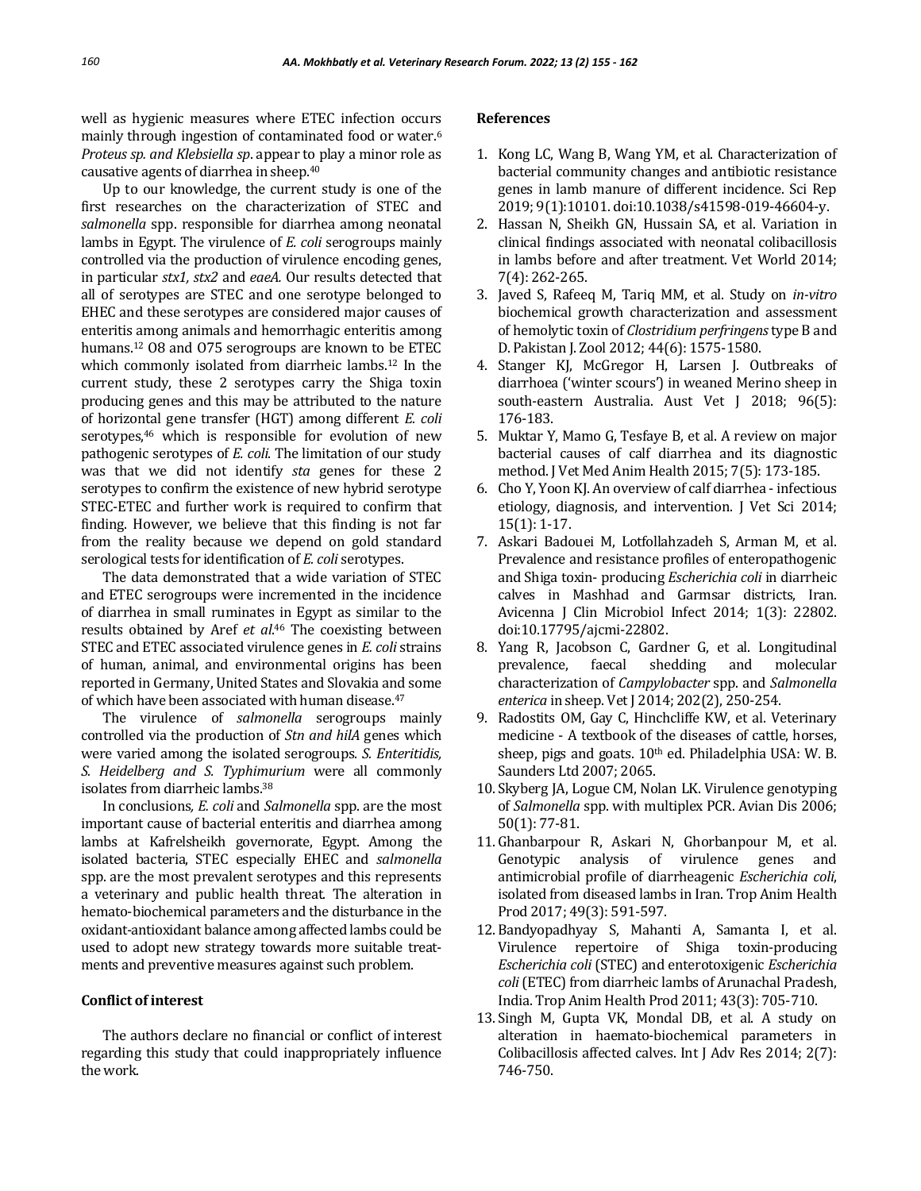well as hygienic measures where ETEC infection occurs mainly through ingestion of contaminated food or water.[6] *Proteus sp. and Klebsiella sp*. appear to play a minor role as causative agents of diarrhea in sheep.[40]

Up to our knowledge, the current study is one of the first researches on the characterization of STEC and *salmonella* spp. responsible for diarrhea among neonatal lambs in Egypt. The virulence of *E. coli* serogroups mainly controlled via the production of virulence encoding genes, in particular *stx1, stx2* and *eaeA.* Our results detected that all of serotypes are STEC and one serotype belonged to EHEC and these serotypes are considered major causes of enteritis among animals and hemorrhagic enteritis among humans.[12] O8 and O75 serogroups are known to be ETEC which commonly isolated from diarrheic lambs.[12] In the current study, these 2 serotypes carry the Shiga toxin producing genes and this may be attributed to the nature of horizontal gene transfer (HGT) among different *E. coli* serotypes,[46] which is responsible for evolution of new pathogenic serotypes of *E. coli*. The limitation of our study was that we did not identify *sta* genes for these 2 serotypes to confirm the existence of new hybrid serotype STEC-ETEC and further work is required to confirm that finding. However, we believe that this finding is not far from the reality because we depend on gold standard serological tests for identification of *E. coli* serotypes.

The data demonstrated that a wide variation of STEC and ETEC serogroups were incremented in the incidence of diarrhea in small ruminates in Egypt as similar to the results obtained by Aref *et al*.[46] The coexisting between STEC and ETEC associated virulence genes in *E. coli* strains of human, animal, and environmental origins has been reported in Germany, United States and Slovakia and some of which have been associated with human disease.[47]

The virulence of *salmonella* serogroups mainly controlled via the production of *Stn and hilA* genes which were varied among the isolated serogroups. *S. Enteritidis, S. Heidelberg and S. Typhimurium* were all commonly isolates from diarrheic lambs.[38]

In conclusions*, E. coli* and *Salmonella* spp. are the most important cause of bacterial enteritis and diarrhea among lambs at Kafrelsheikh governorate, Egypt. Among the isolated bacteria, STEC especially EHEC and *salmonella* spp. are the most prevalent serotypes and this represents a veterinary and public health threat. The alteration in hemato-biochemical parameters and the disturbance in the oxidant-antioxidant balance among affected lambs could be used to adopt new strategy towards more suitable treatments and preventive measures against such problem.

#### Conflict of interest

The authors declare no financial or conflict of interest regarding this study that could inappropriately influence the work.

#### References

1. Kong LC, Wang B, Wang YM, et al. Characterization of bacterial community changes and antibiotic resistance genes in lamb manure of different incidence. Sci Rep 2019; 9(1):10101. doi:10.1038/s41598-019-46604-y.
2. Hassan N, Sheikh GN, Hussain SA, et al. Variation in clinical findings associated with neonatal colibacillosis in lambs before and after treatment. Vet World 2014; 7(4): 262-265.
3. Javed S, Rafeeq M, Tariq MM, et al. Study on *in-vitro* biochemical growth characterization and assessment of hemolytic toxin of *Clostridium perfringens* type B and D. Pakistan J. Zool 2012; 44(6): 1575-1580.
4. Stanger KJ, McGregor H, Larsen J. Outbreaks of diarrhoea ('winter scours') in weaned Merino sheep in south-eastern Australia. Aust Vet J 2018; 96(5): 176-183.
5. Muktar Y, Mamo G, Tesfaye B, et al. A review on major bacterial causes of calf diarrhea and its diagnostic method. J Vet Med Anim Health 2015; 7(5): 173-185.
6. Cho Y, Yoon KJ. An overview of calf diarrhea - infectious etiology, diagnosis, and intervention. J Vet Sci 2014; 15(1): 1-17.
7. Askari Badouei M, Lotfollahzadeh S, Arman M, et al. Prevalence and resistance profiles of enteropathogenic and Shiga toxin- producing *Escherichia coli* in diarrheic calves in Mashhad and Garmsar districts, Iran. Avicenna J Clin Microbiol Infect 2014; 1(3): 22802. doi:10.17795/ajcmi-22802.
8. Yang R, Jacobson C, Gardner G, et al. Longitudinal prevalence, faecal shedding and molecular characterization of *Campylobacter* spp. and *Salmonella enterica* in sheep. Vet J 2014; 202(2), 250-254.
9. Radostits OM, Gay C, Hinchcliffe KW, et al. Veterinary medicine - A textbook of the diseases of cattle, horses, sheep, pigs and goats. 10th ed. Philadelphia USA: W. B. Saunders Ltd 2007; 2065.
10. Skyberg JA, Logue CM, Nolan LK. Virulence genotyping of *Salmonella* spp. with multiplex PCR. Avian Dis 2006; 50(1): 77-81.
11. Ghanbarpour R, Askari N, Ghorbanpour M, et al. Genotypic analysis of virulence genes and antimicrobial profile of diarrheagenic *Escherichia coli*, isolated from diseased lambs in Iran. Trop Anim Health Prod 2017; 49(3): 591-597.
12. Bandyopadhyay S, Mahanti A, Samanta I, et al. Virulence repertoire of Shiga toxin-producing *Escherichia coli* (STEC) and enterotoxigenic *Escherichia coli* (ETEC) from diarrheic lambs of Arunachal Pradesh, India. Trop Anim Health Prod 2011; 43(3): 705-710.
13. Singh M, Gupta VK, Mondal DB, et al. A study on alteration in haemato-biochemical parameters in Colibacillosis affected calves. Int J Adv Res 2014; 2(7): 746-750.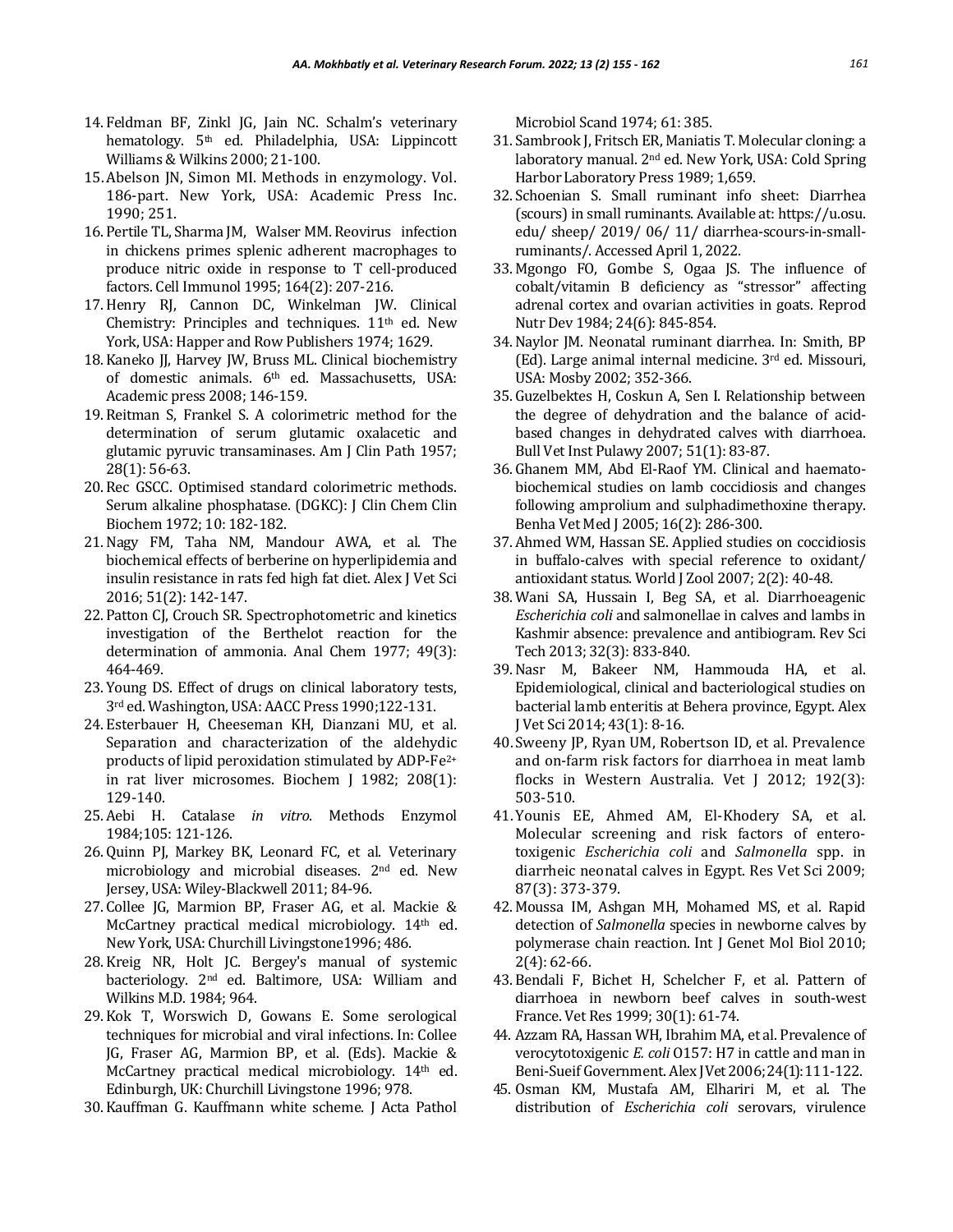14. Feldman BF, Zinkl JG, Jain NC. Schalm's veterinary hematology. 5th ed. Philadelphia, USA: Lippincott Williams & Wilkins 2000; 21-100.
15. Abelson JN, Simon MI. Methods in enzymology. Vol. 186-part. New York, USA: Academic Press Inc. 1990; 251.
16. Pertile TL, Sharma JM, Walser MM. Reovirus infection in chickens primes splenic adherent macrophages to produce nitric oxide in response to T cell-produced factors. Cell Immunol 1995; 164(2): 207-216.
17. Henry RJ, Cannon DC, Winkelman JW. Clinical Chemistry: Principles and techniques. 11th ed. New York, USA: Happer and Row Publishers 1974; 1629.
18. Kaneko JJ, Harvey JW, Bruss ML. Clinical biochemistry of domestic animals. 6th ed. Massachusetts, USA: Academic press 2008; 146-159.
19. Reitman S, Frankel S. A colorimetric method for the determination of serum glutamic oxalacetic and glutamic pyruvic transaminases. Am J Clin Path 1957; 28(1): 56-63.
20. Rec GSCC. Optimised standard colorimetric methods. Serum alkaline phosphatase. (DGKC): J Clin Chem Clin Biochem 1972; 10: 182-182.
21. Nagy FM, Taha NM, Mandour AWA, et al. The biochemical effects of berberine on hyperlipidemia and insulin resistance in rats fed high fat diet. Alex J Vet Sci 2016; 51(2): 142-147.
22. Patton CJ, Crouch SR. Spectrophotometric and kinetics investigation of the Berthelot reaction for the determination of ammonia. Anal Chem 1977; 49(3): 464-469.
23. Young DS. Effect of drugs on clinical laboratory tests, 3rd ed. Washington, USA: AACC Press 1990;122-131.
24. Esterbauer H, Cheeseman KH, Dianzani MU, et al. Separation and characterization of the aldehydic products of lipid peroxidation stimulated by ADP-$Fe^{2+}$ in rat liver microsomes. Biochem J 1982; 208(1): 129-140.
25. Aebi H. Catalase *in vitro*. Methods Enzymol 1984;105: 121-126.
26. Quinn PJ, Markey BK, Leonard FC, et al. Veterinary microbiology and microbial diseases. 2nd ed. New Jersey, USA: Wiley-Blackwell 2011; 84-96.
27. Collee JG, Marmion BP, Fraser AG, et al. Mackie & McCartney practical medical microbiology. 14th ed. New York, USA: Churchill Livingstone1996; 486.
28. Kreig NR, Holt JC. Bergey's manual of systemic bacteriology. 2nd ed. Baltimore, USA: William and Wilkins M.D. 1984; 964.
29. Kok T, Worswich D, Gowans E. Some serological techniques for microbial and viral infections. In: Collee JG, Fraser AG, Marmion BP, et al. (Eds). Mackie & McCartney practical medical microbiology. 14th ed. Edinburgh, UK: Churchill Livingstone 1996; 978.
30. Kauffman G. Kauffmann white scheme. J Acta Pathol Microbiol Scand 1974; 61: 385.
31. Sambrook J, Fritsch ER, Maniatis T. Molecular cloning: a laboratory manual. 2nd ed. New York, USA: Cold Spring Harbor Laboratory Press 1989; 1,659.
32. Schoenian S. Small ruminant info sheet: Diarrhea (scours) in small ruminants. Available at: https://u.osu.edu/ sheep/ 2019/ 06/ 11/ diarrhea-scours-in-small-ruminants/. Accessed April 1, 2022.
33. Mgongo FO, Gombe S, Ogaa JS. The influence of cobalt/vitamin B deficiency as "stressor" affecting adrenal cortex and ovarian activities in goats. Reprod Nutr Dev 1984; 24(6): 845-854.
34. Naylor JM. Neonatal ruminant diarrhea. In: Smith, BP (Ed). Large animal internal medicine. 3rd ed. Missouri, USA: Mosby 2002; 352-366.
35. Guzelbektes H, Coskun A, Sen I. Relationship between the degree of dehydration and the balance of acid-based changes in dehydrated calves with diarrhoea. Bull Vet Inst Pulawy 2007; 51(1): 83-87.
36. Ghanem MM, Abd El-Raof YM. Clinical and haemato-biochemical studies on lamb coccidiosis and changes following amprolium and sulphadimethoxine therapy. Benha Vet Med J 2005; 16(2): 286-300.
37. Ahmed WM, Hassan SE. Applied studies on coccidiosis in buffalo-calves with special reference to oxidant/antioxidant status. World J Zool 2007; 2(2): 40-48.
38. Wani SA, Hussain I, Beg SA, et al. Diarrhoeagenic *Escherichia coli* and salmonellae in calves and lambs in Kashmir absence: prevalence and antibiogram. Rev Sci Tech 2013; 32(3): 833-840.
39. Nasr M, Bakeer NM, Hammouda HA, et al. Epidemiological, clinical and bacteriological studies on bacterial lamb enteritis at Behera province, Egypt. Alex J Vet Sci 2014; 43(1): 8-16.
40. Sweeny JP, Ryan UM, Robertson ID, et al. Prevalence and on-farm risk factors for diarrhoea in meat lamb flocks in Western Australia. Vet J 2012; 192(3): 503-510.
41. Younis EE, Ahmed AM, El-Khodery SA, et al. Molecular screening and risk factors of enterotoxigenic *Escherichia coli* and *Salmonella* spp. in diarrheic neonatal calves in Egypt. Res Vet Sci 2009; 87(3): 373-379.
42. Moussa IM, Ashgan MH, Mohamed MS, et al. Rapid detection of *Salmonella* species in newborne calves by polymerase chain reaction. Int J Genet Mol Biol 2010; 2(4): 62-66.
43. Bendali F, Bichet H, Schelcher F, et al. Pattern of diarrhoea in newborn beef calves in south-west France. Vet Res 1999; 30(1): 61-74.
44. Azzam RA, Hassan WH, Ibrahim MA, et al. Prevalence of verocytotoxigenic *E. coli* O157: H7 in cattle and man in Beni-Sueif Government. Alex J Vet 2006; 24(1): 111-122.
45. Osman KM, Mustafa AM, Elhariri M, et al. The distribution of *Escherichia coli* serovars, virulence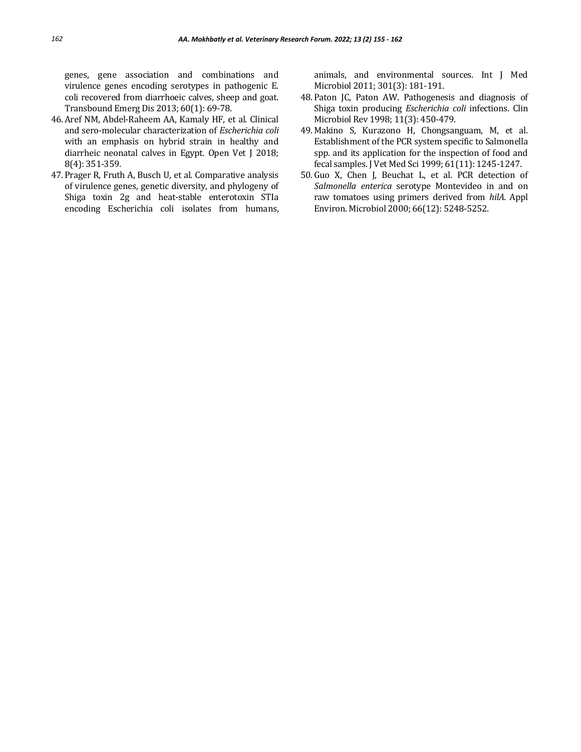genes, gene association and combinations and virulence genes encoding serotypes in pathogenic E. coli recovered from diarrhoeic calves, sheep and goat. Transbound Emerg Dis 2013; 60(1): 69-78.

46. Aref NM, Abdel-Raheem AA, Kamaly HF, et al. Clinical and sero-molecular characterization of *Escherichia coli* with an emphasis on hybrid strain in healthy and diarrheic neonatal calves in Egypt. Open Vet J 2018; 8(4): 351-359.
47. Prager R, Fruth A, Busch U, et al. Comparative analysis of virulence genes, genetic diversity, and phylogeny of Shiga toxin 2g and heat-stable enterotoxin STIa encoding Escherichia coli isolates from humans, animals, and environmental sources. Int J Med Microbiol 2011; 301(3): 181-191.
48. Paton JC, Paton AW. Pathogenesis and diagnosis of Shiga toxin producing *Escherichia coli* infections. Clin Microbiol Rev 1998; 11(3): 450-479.
49. Makino S, Kurazono H, Chongsanguam, M, et al. Establishment of the PCR system specific to Salmonella spp. and its application for the inspection of food and fecal samples. J Vet Med Sci 1999; 61(11): 1245-1247.
50. Guo X, Chen J, Beuchat L, et al. PCR detection of *Salmonella enterica* serotype Montevideo in and on raw tomatoes using primers derived from *hilA*. Appl Environ. Microbiol 2000; 66(12): 5248-5252.